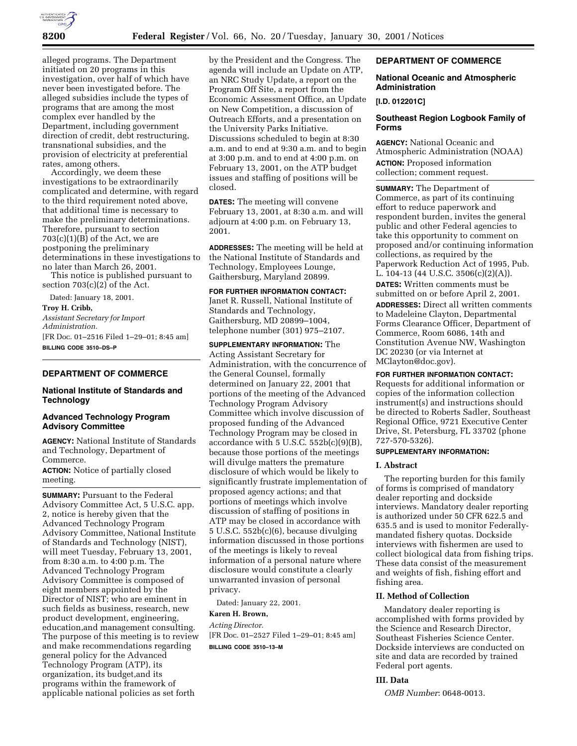alleged programs. The Department initiated on 20 programs in this investigation, over half of which have never been investigated before. The alleged subsidies include the types of programs that are among the most complex ever handled by the Department, including government direction of credit, debt restructuring, transnational subsidies, and the provision of electricity at preferential rates, among others.

Accordingly, we deem these investigations to be extraordinarily complicated and determine, with regard to the third requirement noted above, that additional time is necessary to make the preliminary determinations. Therefore, pursuant to section 703(c)(1)(B) of the Act, we are postponing the preliminary determinations in these investigations to no later than March 26, 2001.

This notice is published pursuant to section 703(c)(2) of the Act.

Dated: January 18, 2001.

**Troy H. Cribb,**

*Assistant Secretary for Import Administration.*

[FR Doc. 01–2516 Filed 1–29–01; 8:45 am]

**BILLING CODE 3510–DS–P**

---

## DEPARTMENT OF COMMERCE

### National Institute of Standards and Technology

### Advanced Technology Program Advisory Committee

**AGENCY:** National Institute of Standards and Technology, Department of Commerce.

**ACTION:** Notice of partially closed meeting.

**SUMMARY:** Pursuant to the Federal Advisory Committee Act, 5 U.S.C. app. 2, notice is hereby given that the Advanced Technology Program Advisory Committee, National Institute of Standards and Technology (NIST), will meet Tuesday, February 13, 2001, from 8:30 a.m. to 4:00 p.m. The Advanced Technology Program Advisory Committee is composed of eight members appointed by the Director of NIST; who are eminent in such fields as business, research, new product development, engineering, education,and management consulting. The purpose of this meeting is to review and make recommendations regarding general policy for the Advanced Technology Program (ATP), its organization, its budget,and its programs within the framework of applicable national policies as set forth by the President and the Congress. The agenda will include an Update on ATP, an NRC Study Update, a report on the Program Off Site, a report from the Economic Assessment Office, an Update on New Competition, a discussion of Outreach Efforts, and a presentation on the University Parks Initiative. Discussions scheduled to begin at 8:30 a.m. and to end at 9:30 a.m. and to begin at 3:00 p.m. and to end at 4:00 p.m. on February 13, 2001, on the ATP budget issues and staffing of positions will be closed.

**DATES:** The meeting will convene February 13, 2001, at 8:30 a.m. and will adjourn at 4:00 p.m. on February 13, 2001.

**ADDRESSES:** The meeting will be held at the National Institute of Standards and Technology, Employees Lounge, Gaithersburg, Maryland 20899.

**FOR FURTHER INFORMATION CONTACT:** Janet R. Russell, National Institute of Standards and Technology, Gaithersburg, MD 20899–1004, telephone number (301) 975–2107.

**SUPPLEMENTARY INFORMATION:** The Acting Assistant Secretary for Administration, with the concurrence of the General Counsel, formally determined on January 22, 2001 that portions of the meeting of the Advanced Technology Program Advisory Committee which involve discussion of proposed funding of the Advanced Technology Program may be closed in accordance with 5 U.S.C. 552b(c)(9)(B), because those portions of the meetings will divulge matters the premature disclosure of which would be likely to significantly frustrate implementation of proposed agency actions; and that portions of meetings which involve discussion of staffing of positions in ATP may be closed in accordance with 5 U.S.C. 552b(c)(6), because divulging information discussed in those portions of the meetings is likely to reveal information of a personal nature where disclosure would constitute a clearly unwarranted invasion of personal privacy.

Dated: January 22, 2001.

**Karen H. Brown,**

*Acting Director.*

[FR Doc. 01–2527 Filed 1–29–01; 8:45 am]

**BILLING CODE 3510–13–M**

---

## DEPARTMENT OF COMMERCE

### National Oceanic and Atmospheric Administration

**[I.D. 012201C]**

### Southeast Region Logbook Family of Forms

**AGENCY:** National Oceanic and Atmospheric Administration (NOAA)

**ACTION:** Proposed information collection; comment request.

**SUMMARY:** The Department of Commerce, as part of its continuing effort to reduce paperwork and respondent burden, invites the general public and other Federal agencies to take this opportunity to comment on proposed and/or continuing information collections, as required by the Paperwork Reduction Act of 1995, Pub. L. 104-13 (44 U.S.C. 3506(c)(2)(A)).

**DATES:** Written comments must be submitted on or before April 2, 2001.

**ADDRESSES:** Direct all written comments to Madeleine Clayton, Departmental Forms Clearance Officer, Department of Commerce, Room 6086, 14th and Constitution Avenue NW, Washington DC 20230 (or via Internet at MClayton@doc.gov).

**FOR FURTHER INFORMATION CONTACT:** Requests for additional information or copies of the information collection instrument(s) and instructions should be directed to Roberts Sadler, Southeast Regional Office, 9721 Executive Center Drive, St. Petersburg, FL 33702 (phone 727-570-5326).

**SUPPLEMENTARY INFORMATION:**

#### I. Abstract

The reporting burden for this family of forms is comprised of mandatory dealer reporting and dockside interviews. Mandatory dealer reporting is authorized under 50 CFR 622.5 and 635.5 and is used to monitor Federally-mandated fishery quotas. Dockside interviews with fishermen are used to collect biological data from fishing trips. These data consist of the measurement and weights of fish, fishing effort and fishing area.

#### II. Method of Collection

Mandatory dealer reporting is accomplished with forms provided by the Science and Research Director, Southeast Fisheries Science Center. Dockside interviews are conducted on site and data are recorded by trained Federal port agents.

#### III. Data

*OMB Number*: 0648-0013.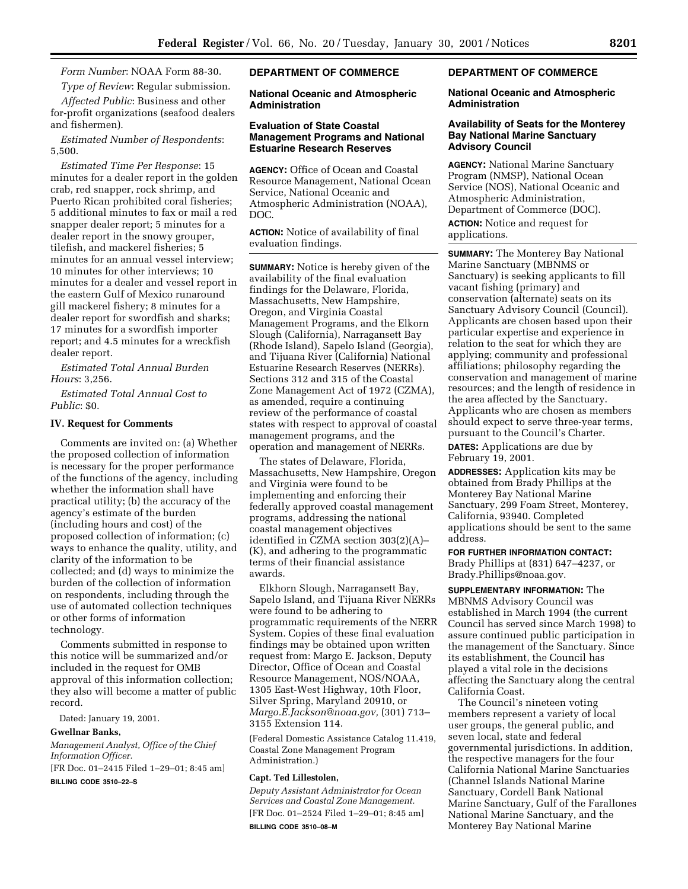*Form Number*: NOAA Form 88-30.

*Type of Review*: Regular submission.

*Affected Public*: Business and other for-profit organizations (seafood dealers and fishermen).

*Estimated Number of Respondents*: 5,500.

*Estimated Time Per Response*: 15 minutes for a dealer report in the golden crab, red snapper, rock shrimp, and Puerto Rican prohibited coral fisheries; 5 additional minutes to fax or mail a red snapper dealer report; 5 minutes for a dealer report in the snowy grouper, tilefish, and mackerel fisheries; 5 minutes for an annual vessel interview; 10 minutes for other interviews; 10 minutes for a dealer and vessel report in the eastern Gulf of Mexico runaround gill mackerel fishery; 8 minutes for a dealer report for swordfish and sharks; 17 minutes for a swordfish importer report; and 4.5 minutes for a wreckfish dealer report.

*Estimated Total Annual Burden Hours*: 3,256.

*Estimated Total Annual Cost to Public*: $0.

## IV. Request for Comments

Comments are invited on: (a) Whether the proposed collection of information is necessary for the proper performance of the functions of the agency, including whether the information shall have practical utility; (b) the accuracy of the agency's estimate of the burden (including hours and cost) of the proposed collection of information; (c) ways to enhance the quality, utility, and clarity of the information to be collected; and (d) ways to minimize the burden of the collection of information on respondents, including through the use of automated collection techniques or other forms of information technology.

Comments submitted in response to this notice will be summarized and/or included in the request for OMB approval of this information collection; they also will become a matter of public record.

Dated: January 19, 2001.

**Gwellnar Banks,**

*Management Analyst, Office of the Chief Information Officer.*

[FR Doc. 01–2415 Filed 1–29–01; 8:45 am]

**BILLING CODE 3510–22–S**

## DEPARTMENT OF COMMERCE

### National Oceanic and Atmospheric Administration

### Evaluation of State Coastal Management Programs and National Estuarine Research Reserves

**AGENCY:** Office of Ocean and Coastal Resource Management, National Ocean Service, National Oceanic and Atmospheric Administration (NOAA), DOC.

**ACTION:** Notice of availability of final evaluation findings.

**SUMMARY:** Notice is hereby given of the availability of the final evaluation findings for the Delaware, Florida, Massachusetts, New Hampshire, Oregon, and Virginia Coastal Management Programs, and the Elkorn Slough (California), Narragansett Bay (Rhode Island), Sapelo Island (Georgia), and Tijuana River (California) National Estuarine Research Reserves (NERRs). Sections 312 and 315 of the Coastal Zone Management Act of 1972 (CZMA), as amended, require a continuing review of the performance of coastal states with respect to approval of coastal management programs, and the operation and management of NERRs.

The states of Delaware, Florida, Massachusetts, New Hampshire, Oregon and Virginia were found to be implementing and enforcing their federally approved coastal management programs, addressing the national coastal management objectives identified in CZMA section 303(2)(A)–(K), and adhering to the programmatic terms of their financial assistance awards.

Elkhorn Slough, Narragansett Bay, Sapelo Island, and Tijuana River NERRs were found to be adhering to programmatic requirements of the NERR System. Copies of these final evaluation findings may be obtained upon written request from: Margo E. Jackson, Deputy Director, Office of Ocean and Coastal Resource Management, NOS/NOAA, 1305 East-West Highway, 10th Floor, Silver Spring, Maryland 20910, or *Margo.E.Jackson@noaa.gov,* (301) 713–3155 Extension 114.

(Federal Domestic Assistance Catalog 11.419, Coastal Zone Management Program Administration.)

**Capt. Ted Lillestolen,**

*Deputy Assistant Administrator for Ocean Services and Coastal Zone Management.*

[FR Doc. 01–2524 Filed 1–29–01; 8:45 am]

**BILLING CODE 3510–08–M**

## DEPARTMENT OF COMMERCE

### National Oceanic and Atmospheric Administration

### Availability of Seats for the Monterey Bay National Marine Sanctuary Advisory Council

**AGENCY:** National Marine Sanctuary Program (NMSP), National Ocean Service (NOS), National Oceanic and Atmospheric Administration, Department of Commerce (DOC).

**ACTION:** Notice and request for applications.

**SUMMARY:** The Monterey Bay National Marine Sanctuary (MBNMS or Sanctuary) is seeking applicants to fill vacant fishing (primary) and conservation (alternate) seats on its Sanctuary Advisory Council (Council). Applicants are chosen based upon their particular expertise and experience in relation to the seat for which they are applying; community and professional affiliations; philosophy regarding the conservation and management of marine resources; and the length of residence in the area affected by the Sanctuary. Applicants who are chosen as members should expect to serve three-year terms, pursuant to the Council's Charter.

**DATES:** Applications are due by February 19, 2001.

**ADDRESSES:** Application kits may be obtained from Brady Phillips at the Monterey Bay National Marine Sanctuary, 299 Foam Street, Monterey, California, 93940. Completed applications should be sent to the same address.

**FOR FURTHER INFORMATION CONTACT:** Brady Phillips at (831) 647–4237, or Brady.Phillips@noaa.gov.

**SUPPLEMENTARY INFORMATION:** The MBNMS Advisory Council was established in March 1994 (the current Council has served since March 1998) to assure continued public participation in the management of the Sanctuary. Since its establishment, the Council has played a vital role in the decisions affecting the Sanctuary along the central California Coast.

The Council's nineteen voting members represent a variety of local user groups, the general public, and seven local, state and federal governmental jurisdictions. In addition, the respective managers for the four California National Marine Sanctuaries (Channel Islands National Marine Sanctuary, Cordell Bank National Marine Sanctuary, Gulf of the Farallones National Marine Sanctuary, and the Monterey Bay National Marine